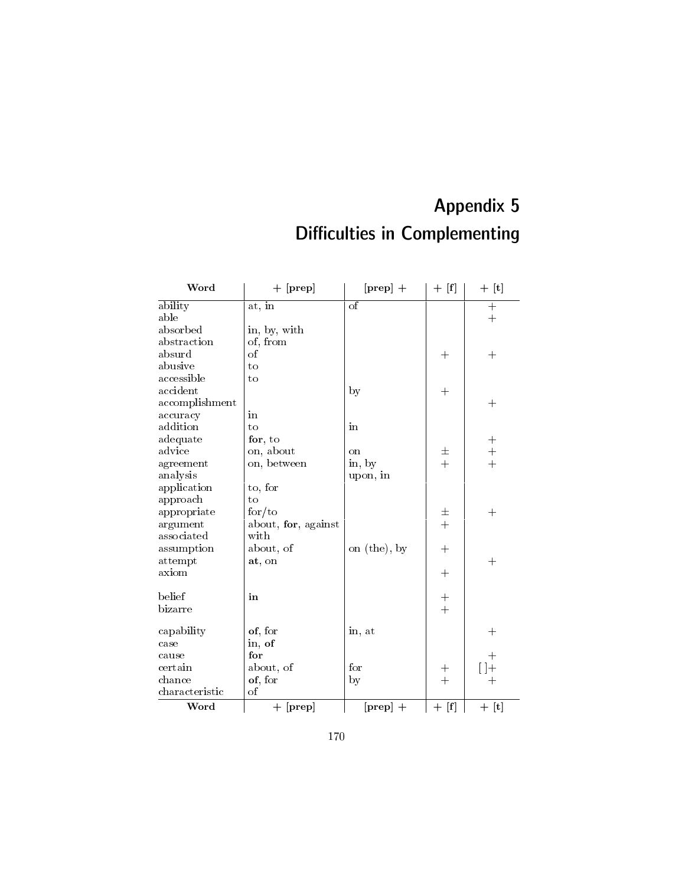# Appendix 5
# Difficulties in Complementing

| Word | + [prep] | [prep] + | + [f] | + [t] |
|---|---|---|---|---|
| ability | at, in | of | | + |
| able | | | | + |
| absorbed | in, by, with | | | |
| abstraction | of, from | | | |
| absurd | of | | + | + |
| abusive | to | | | |
| accessible | to | | | |
| accident | | by | + | |
| accomplishment | | | | + |
| accuracy | in | | | |
| addition | to | in | | |
| adequate | **for**, to | | | + |
| advice | on, about | on | ± | + |
| agreement | on, between | in, by | + | + |
| analysis | | upon, in | | |
| application | to, for | | | |
| approach | to | | | |
| appropriate | for/to | | ± | + |
| argument | about, **for**, against | | + | |
| associated | with | | | |
| assumption | about, of | on (the), by | + | |
| attempt | **at**, on | | | + |
| axiom | | | + | |
| belief | **in** | | + | |
| bizarre | | | + | |
| capability | **of**, for | in, at | | + |
| case | in, **of** | | | |
| cause | **for** | | | + |
| certain | about, of | for | + | [ ]+ |
| chance | **of**, for | by | + | + |
| characteristic | of | | | |
| **Word** | **+ [prep]** | **[prep] +** | **+ [f]** | **+ [t]** |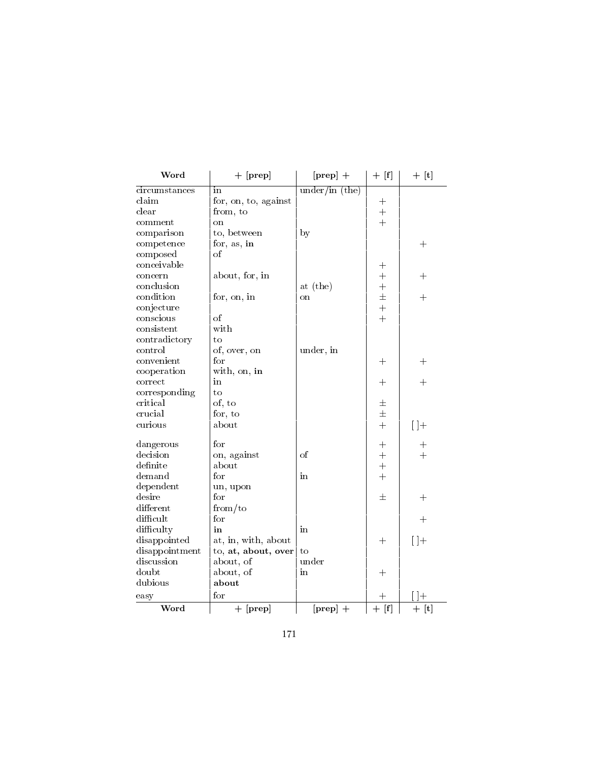| Word | + [prep] | [prep] + | + [f] | + [t] |
|---|---|---|---|---|
| circumstances | in | under/in (the) | | |
| claim | for, on, to, against | | + | |
| clear | from, to | | + | |
| comment | on | | + | |
| comparison | to, between | by | | |
| competence | for, as, **in** | | | + |
| composed | of | | | |
| conceivable | | | + | |
| concern | about, for, in | | + | + |
| conclusion | | at (the) | + | |
| condition | for, on, in | on | ± | + |
| conjecture | | | + | |
| conscious | of | | + | |
| consistent | with | | | |
| contradictory | to | | | |
| control | of, over, on | under, in | | |
| convenient | for | | + | + |
| cooperation | with, on, **in** | | | |
| correct | in | | + | + |
| corresponding | to | | | |
| critical | of, to | | ± | |
| crucial | for, to | | ± | |
| curious | about | | + | [ ]+ |
| dangerous | for | | + | + |
| decision | on, against | of | + | + |
| definite | about | | + | |
| demand | for | in | + | |
| dependent | un, upon | | | |
| desire | for | | ± | + |
| different | from/to | | | |
| difficult | for | | | + |
| difficulty | **in** | in | | |
| disappointed | at, in, with, about | | + | [ ]+ |
| disappointment | to, **at, about, over** | to | | |
| discussion | about, of | under | | |
| doubt | about, of | in | + | |
| dubious | **about** | | | |
| easy | for | | + | [ ]+ |
| **Word** | **+ [prep]** | **[prep] +** | **+ [f]** | **+ [t]** |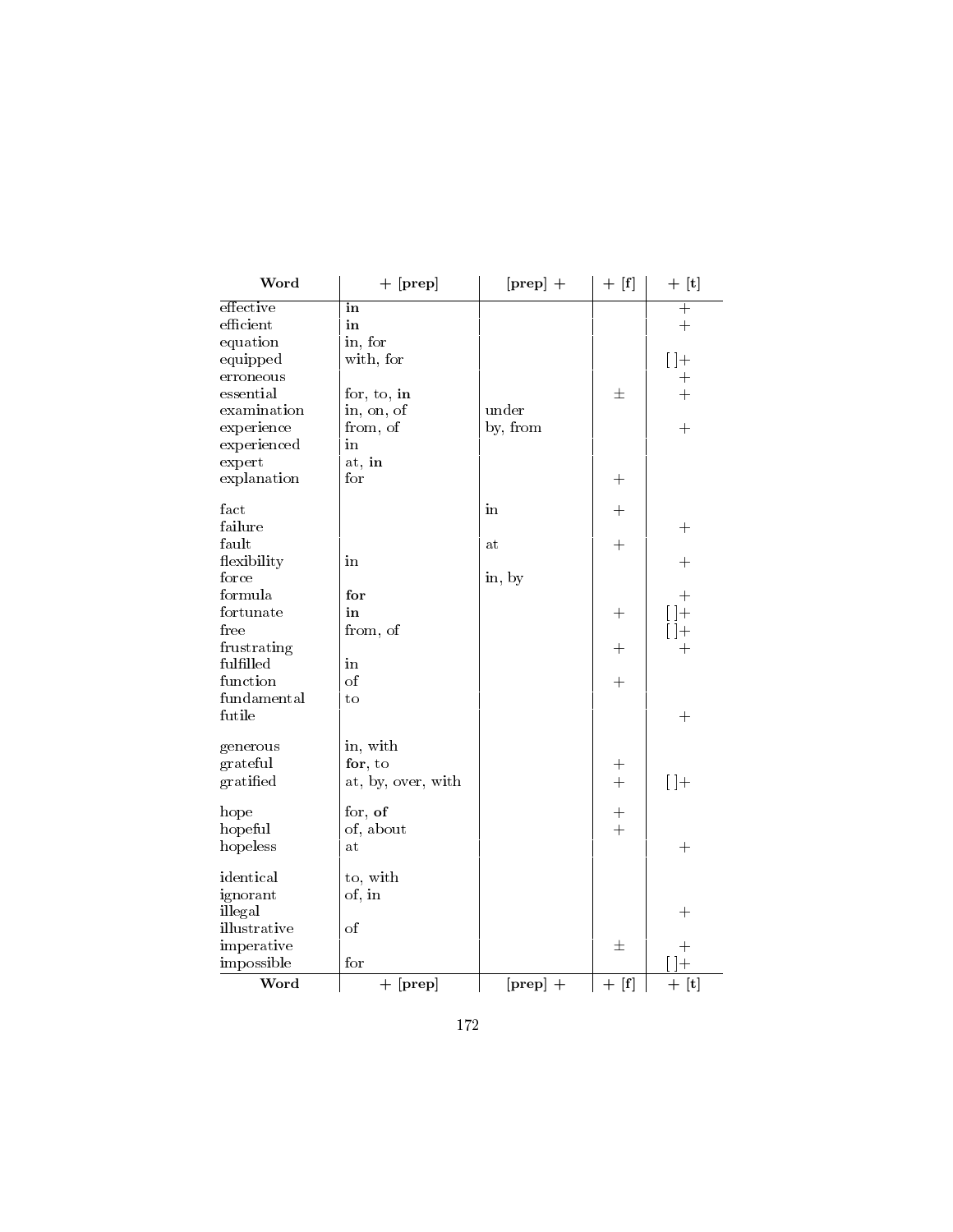| **Word** | **+ [prep]** | **[prep] +** | **+ [f]** | **+ [t]** |
|---|---|---|---|---|
| effective | **in** | | | + |
| efficient | **in** | | | + |
| equation | in, for | | | |
| equipped | with, for | | | [ ]+ |
| erroneous | | | | + |
| essential | for, to, **in** | | ± | + |
| examination | in, on, of | under | | |
| experience | from, of | by, from | | + |
| experienced | in | | | |
| expert | at, **in** | | | |
| explanation | for | | + | |
| fact | | in | + | |
| failure | | | | + |
| fault | | at | + | |
| flexibility | in | | | + |
| force | | in, by | | |
| formula | **for** | | | + |
| fortunate | **in** | | + | [ ]+ |
| free | from, of | | | [ ]+ |
| frustrating | | | + | + |
| fulfilled | in | | | |
| function | of | | + | |
| fundamental | to | | | |
| futile | | | | + |
| generous | in, with | | | |
| grateful | **for**, to | | + | |
| gratified | at, by, over, with | | + | [ ]+ |
| hope | for, **of** | | + | |
| hopeful | of, about | | + | |
| hopeless | at | | | + |
| identical | to, with | | | |
| ignorant | of, in | | | |
| illegal | | | | + |
| illustrative | of | | | |
| imperative | | | ± | + |
| impossible | for | | | [ ]+ |
| **Word** | **+ [prep]** | **[prep] +** | **+ [f]** | **+ [t]** |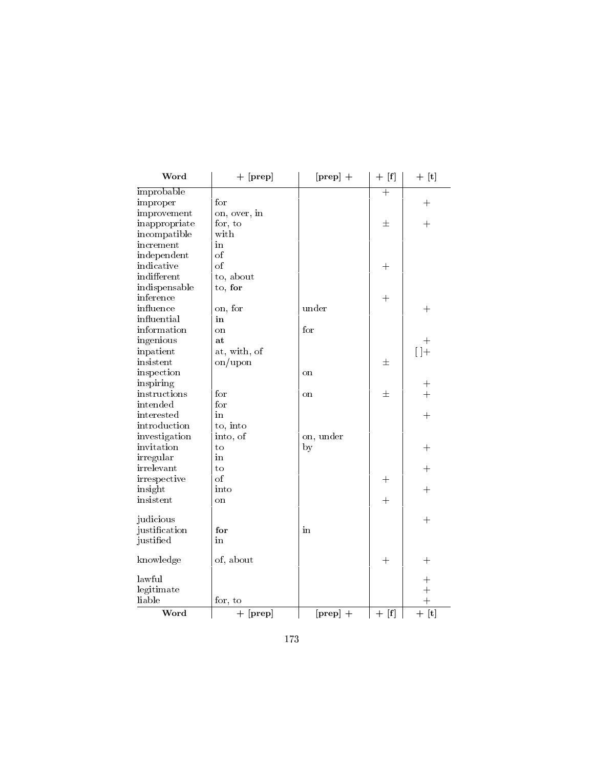| Word | + [prep] | [prep] + | + [f] | + [t] |
|---|---|---|---|---|
| improbable | | | + | |
| improper | for | | | + |
| improvement | on, over, in | | | |
| inappropriate | for, to | | ± | + |
| incompatible | with | | | |
| increment | in | | | |
| independent | of | | | |
| indicative | of | | + | |
| indifferent | to, about | | | |
| indispensable | to, **for** | | | |
| inference | | | + | |
| influence | on, for | under | | + |
| influential | **in** | | | |
| information | on | for | | |
| ingenious | **at** | | | + |
| inpatient | at, with, of | | | [ ]+ |
| insistent | on/upon | | ± | |
| inspection | | on | | |
| inspiring | | | | + |
| instructions | for | on | ± | + |
| intended | for | | | |
| interested | in | | | + |
| introduction | to, into | | | |
| investigation | into, of | on, under | | |
| invitation | to | by | | + |
| irregular | in | | | |
| irrelevant | to | | | + |
| irrespective | of | | + | |
| insight | into | | | + |
| insistent | on | | + | |
| judicious | | | | + |
| justification | **for** | in | | |
| justified | in | | | |
| knowledge | of, about | | + | + |
| lawful | | | | + |
| legitimate | | | | + |
| liable | for, to | | | + |
| **Word** | **+ [prep]** | **[prep] +** | **+ [f]** | **+ [t]** |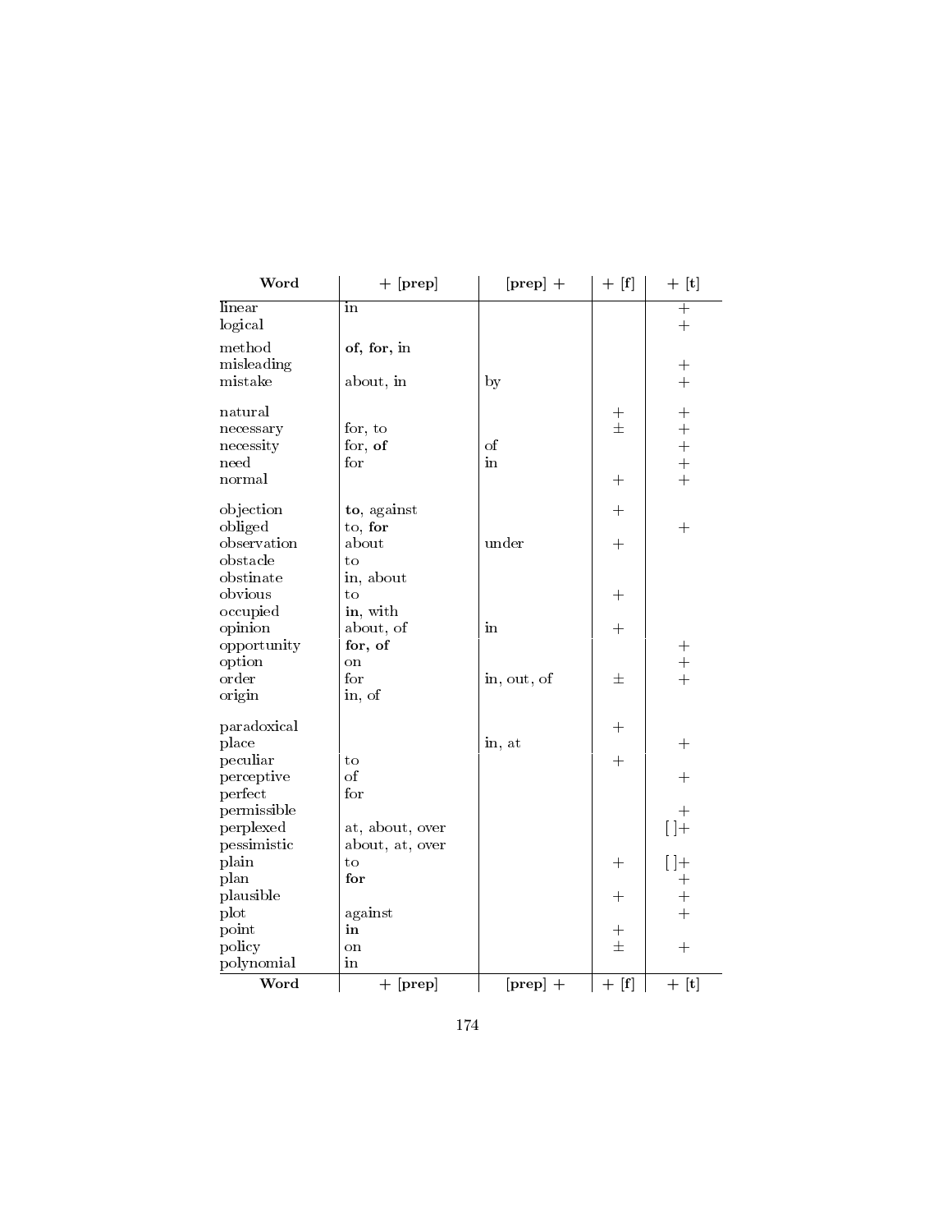| Word | + [prep] | [prep] + | + [f] | + [t] |
|---|---|---|---|---|
| linear | in | | | + |
| logical | | | | + |
| method | **of, for,** in | | | |
| misleading | | | | + |
| mistake | about, **in** | by | | + |
| natural | | | + | + |
| necessary | for, to | | ± | + |
| necessity | for, **of** | of | | + |
| need | for | in | | + |
| normal | | | + | + |
| objection | **to**, against | | + | |
| obliged | to, **for** | | | + |
| observation | about | under | + | |
| obstacle | to | | | |
| obstinate | in, about | | | |
| obvious | to | | + | |
| occupied | **in**, with | | | |
| opinion | about, of | in | + | |
| opportunity | **for, of** | | | + |
| option | on | | | + |
| order | for | in, out, of | ± | + |
| origin | in, of | | | |
| paradoxical | | | + | |
| place | | in, at | | + |
| peculiar | to | | + | |
| perceptive | of | | | + |
| perfect | for | | | |
| permissible | | | | + |
| perplexed | at, about, over | | | [ ]+ |
| pessimistic | about, at, over | | | |
| plain | to | | + | [ ]+ |
| plan | **for** | | | + |
| plausible | | | + | + |
| plot | against | | | + |
| point | **in** | | + | |
| policy | on | | ± | + |
| polynomial | in | | | |
| **Word** | **+ [prep]** | **[prep] +** | **+ [f]** | **+ [t]** |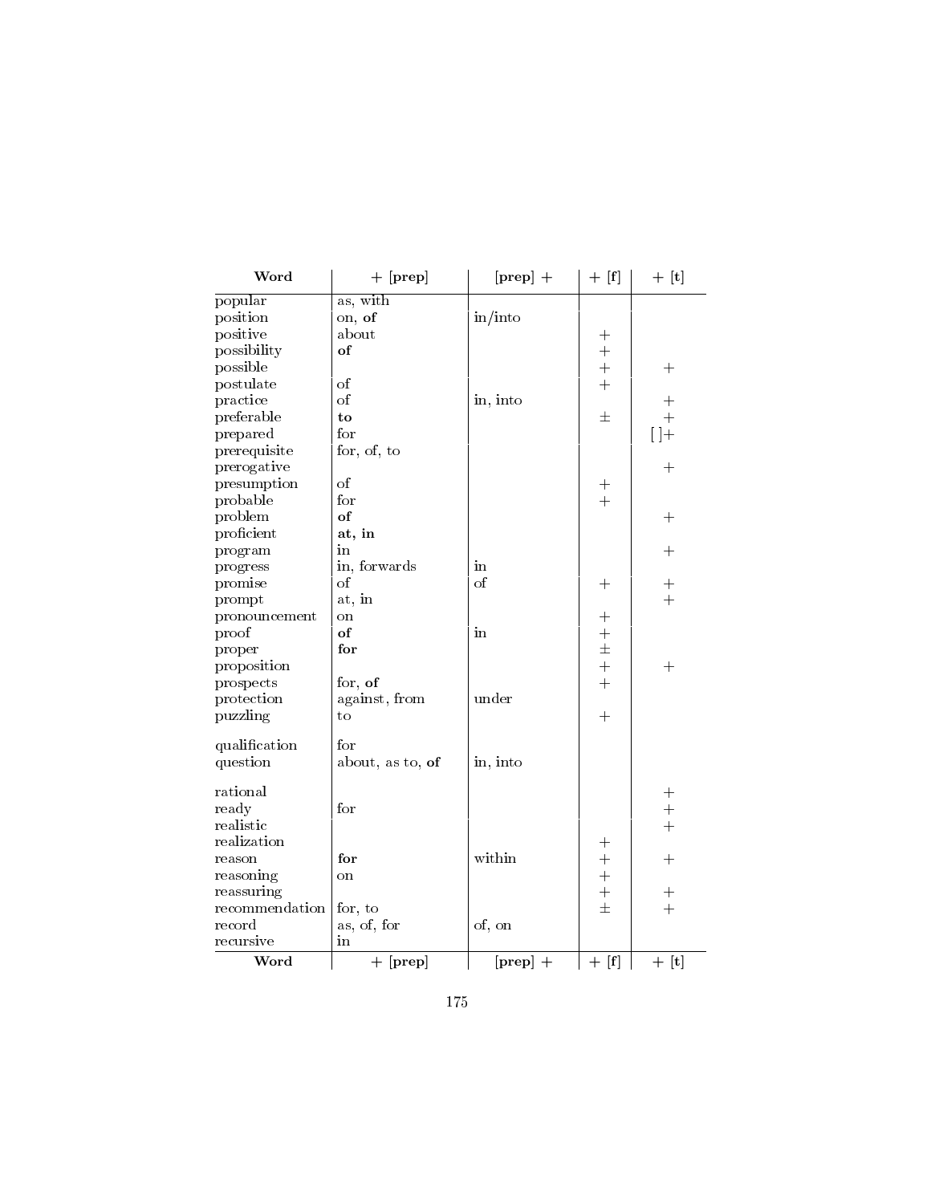| Word | + [prep] | [prep] + | + [f] | + [t] |
|---|---|---|---|---|
| popular | as, with | | | |
| position | on, **of** | in/into | | |
| positive | about | | + | |
| possibility | **of** | | + | |
| possible | | | + | + |
| postulate | of | | + | |
| practice | of | in, into | | + |
| preferable | **to** | | ± | + |
| prepared | for | | | [ ]+ |
| prerequisite | for, of, to | | | |
| prerogative | | | | + |
| presumption | of | | + | |
| probable | for | | + | |
| problem | **of** | | | + |
| proficient | **at, in** | | | |
| program | in | | | + |
| progress | in, forwards | in | | |
| promise | of | of | + | + |
| prompt | at, in | | | + |
| pronouncement | on | | + | |
| proof | **of** | in | + | |
| proper | **for** | | ± | |
| proposition | | | + | + |
| prospects | for, **of** | | + | |
| protection | against, from | under | | |
| puzzling | to | | + | |
| qualification | for | | | |
| question | about, as to, **of** | in, into | | |
| rational | | | | + |
| ready | for | | | + |
| realistic | | | | + |
| realization | | | + | |
| reason | **for** | within | + | + |
| reasoning | on | | + | |
| reassuring | | | + | + |
| recommendation | for, to | | ± | + |
| record | as, of, for | of, on | | |
| recursive | in | | | |
| **Word** | **+ [prep]** | **[prep] +** | **+ [f]** | **+ [t]** |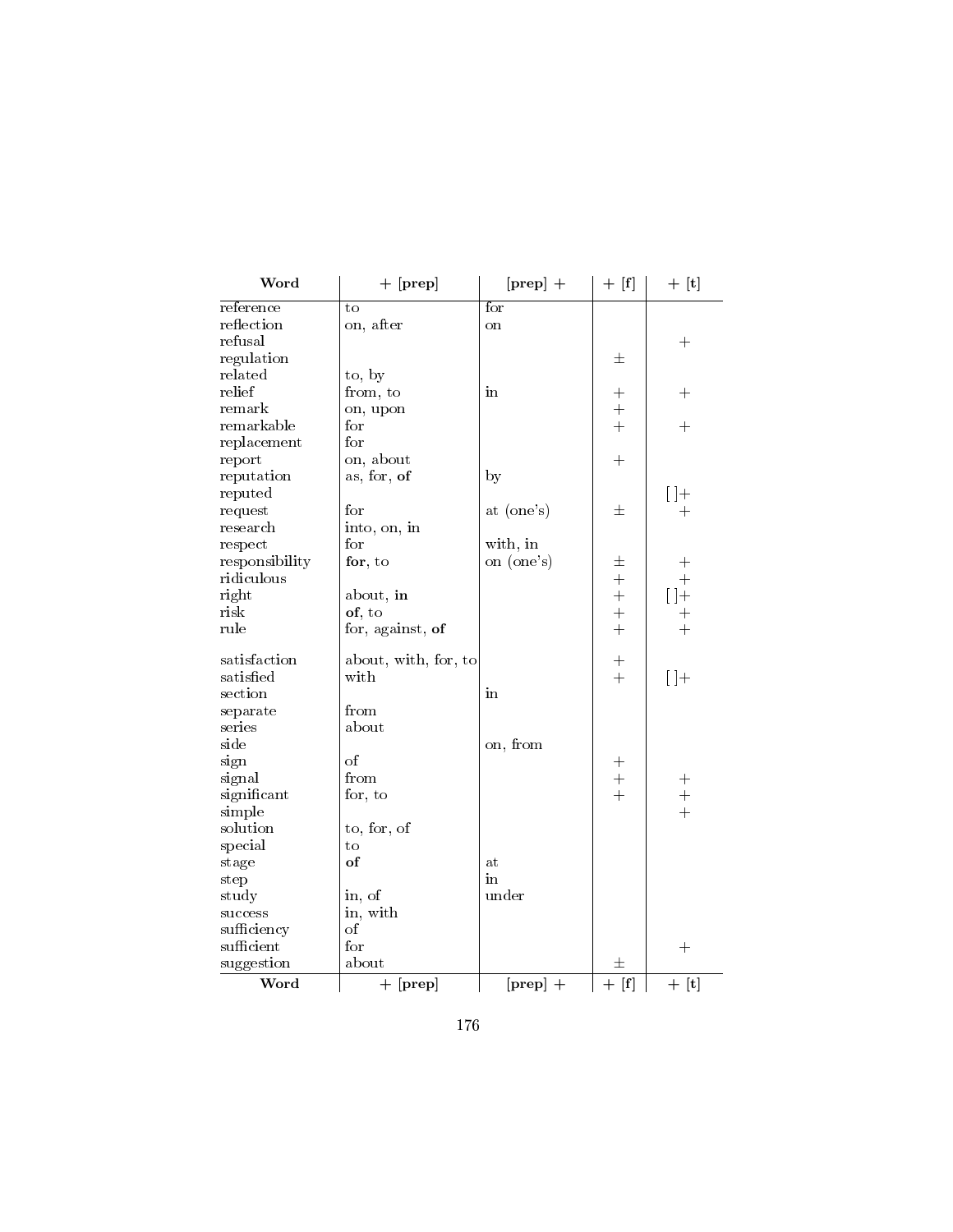| Word | + [prep] | [prep] + | + [f] | + [t] |
|---|---|---|---|---|
| reference | to | for | | |
| reflection | on, after | on | | |
| refusal | | | | + |
| regulation | | | ± | |
| related | to, by | | | |
| relief | from, to | in | + | + |
| remark | on, upon | | + | |
| remarkable | for | | + | + |
| replacement | for | | | |
| report | on, about | | + | |
| reputation | as, for, **of** | by | | |
| reputed | | | | [ ]+ |
| request | for | at (one's) | ± | + |
| research | into, on, in | | | |
| respect | for | with, in | | |
| responsibility | **for**, to | on (one's) | ± | + |
| ridiculous | | | + | + |
| right | about, **in** | | + | [ ]+ |
| risk | **of**, to | | + | + |
| rule | for, against, **of** | | + | + |
| satisfaction | about, with, for, to | | + | |
| satisfied | with | | + | [ ]+ |
| section | | in | | |
| separate | from | | | |
| series | about | | | |
| side | | on, from | | |
| sign | of | | + | |
| signal | from | | + | + |
| significant | for, to | | + | + |
| simple | | | | + |
| solution | to, for, of | | | |
| special | to | | | |
| stage | **of** | at | | |
| step | | in | | |
| study | in, of | under | | |
| success | in, with | | | |
| sufficiency | of | | | |
| sufficient | for | | | + |
| suggestion | about | | ± | |
| **Word** | **+ [prep]** | **[prep] +** | **+ [f]** | **+ [t]** |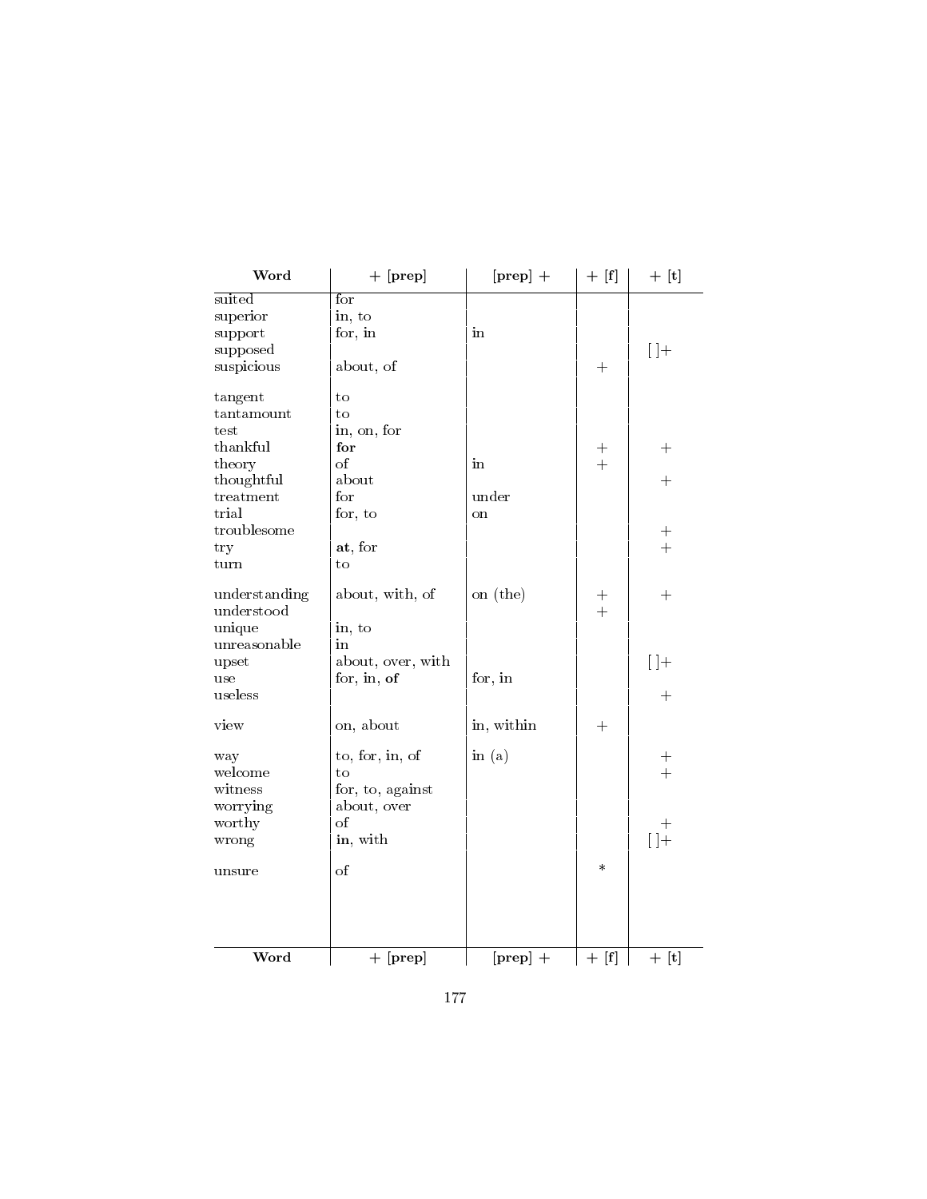| Word | + [prep] | [prep] + | + [f] | + [t] |
|---|---|---|---|---|
| suited | for | | | |
| superior | in, to | | | |
| support | for, in | in | | |
| supposed | | | | [ ]+ |
| suspicious | about, of | | + | |
| | | | | |
| tangent | to | | | |
| tantamount | to | | | |
| test | **in**, on, for | | | |
| thankful | **for** | | + | + |
| theory | of | in | + | |
| thoughtful | about | | | + |
| treatment | for | under | | |
| trial | for, to | on | | |
| troublesome | | | | + |
| try | **at**, for | | | + |
| turn | to | | | |
| | | | | |
| understanding | about, with, of | on (the) | + | + |
| understood | | | + | |
| unique | in, to | | | |
| unreasonable | in | | | |
| upset | about, over, with | | | [ ]+ |
| use | for, in, **of** | for, in | | |
| useless | | | | + |
| | | | | |
| view | on, about | in, within | + | |
| | | | | |
| way | to, for, in, of | in (a) | | + |
| welcome | to | | | + |
| witness | for, to, against | | | |
| worrying | about, over | | | |
| worthy | of | | | + |
| wrong | **in**, with | | | [ ]+ |
| | | | | |
| unsure | of | | * | |
| **Word** | **+ [prep]** | **[prep] +** | **+ [f]** | **+ [t]** |